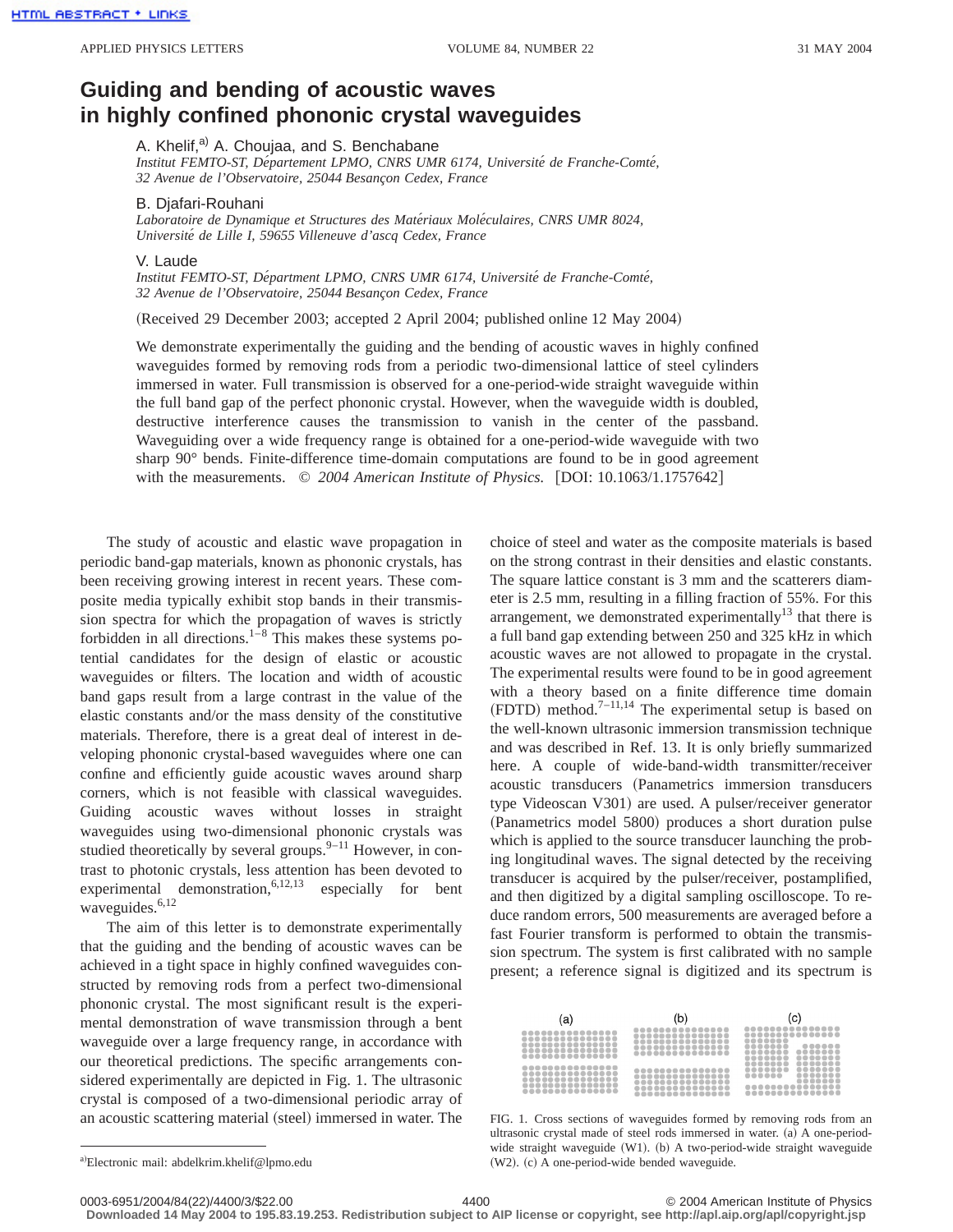# Guiding and bending of acoustic waves in highly confined phononic crystal waveguides

A. Khelif,[a] A. Choujaa, and S. Benchabane
*Institut FEMTO-ST, Département LPMO, CNRS UMR 6174, Université de Franche-Comté, 32 Avenue de l'Observatoire, 25044 Besançon Cedex, France*

B. Djafari-Rouhani
*Laboratoire de Dynamique et Structures des Matériaux Moléculaires, CNRS UMR 8024, Université de Lille I, 59655 Villeneuve d'ascq Cedex, France*

V. Laude
*Institut FEMTO-ST, Départment LPMO, CNRS UMR 6174, Université de Franche-Comté, 32 Avenue de l'Observatoire, 25044 Besançon Cedex, France*

(Received 29 December 2003; accepted 2 April 2004; published online 12 May 2004)

We demonstrate experimentally the guiding and the bending of acoustic waves in highly confined waveguides formed by removing rods from a periodic two-dimensional lattice of steel cylinders immersed in water. Full transmission is observed for a one-period-wide straight waveguide within the full band gap of the perfect phononic crystal. However, when the waveguide width is doubled, destructive interference causes the transmission to vanish in the center of the passband. Waveguiding over a wide frequency range is obtained for a one-period-wide waveguide with two sharp 90° bends. Finite-difference time-domain computations are found to be in good agreement with the measurements. © *2004 American Institute of Physics.* [DOI: 10.1063/1.1757642]

The study of acoustic and elastic wave propagation in periodic band-gap materials, known as phononic crystals, has been receiving growing interest in recent years. These composite media typically exhibit stop bands in their transmission spectra for which the propagation of waves is strictly forbidden in all directions.[1–8] This makes these systems potential candidates for the design of elastic or acoustic waveguides or filters. The location and width of acoustic band gaps result from a large contrast in the value of the elastic constants and/or the mass density of the constitutive materials. Therefore, there is a great deal of interest in developing phononic crystal-based waveguides where one can confine and efficiently guide acoustic waves around sharp corners, which is not feasible with classical waveguides. Guiding acoustic waves without losses in straight waveguides using two-dimensional phononic crystals was studied theoretically by several groups.[9–11] However, in contrast to photonic crystals, less attention has been devoted to experimental demonstration,[6,12,13] especially for bent waveguides.[6,12]

The aim of this letter is to demonstrate experimentally that the guiding and the bending of acoustic waves can be achieved in a tight space in highly confined waveguides constructed by removing rods from a perfect two-dimensional phononic crystal. The most significant result is the experimental demonstration of wave transmission through a bent waveguide over a large frequency range, in accordance with our theoretical predictions. The specific arrangements considered experimentally are depicted in Fig. 1. The ultrasonic crystal is composed of a two-dimensional periodic array of an acoustic scattering material (steel) immersed in water. The choice of steel and water as the composite materials is based on the strong contrast in their densities and elastic constants. The square lattice constant is 3 mm and the scatterers diameter is 2.5 mm, resulting in a filling fraction of 55%. For this arrangement, we demonstrated experimentally[13] that there is a full band gap extending between 250 and 325 kHz in which acoustic waves are not allowed to propagate in the crystal. The experimental results were found to be in good agreement with a theory based on a finite difference time domain (FDTD) method.[7–11,14] The experimental setup is based on the well-known ultrasonic immersion transmission technique and was described in Ref. 13. It is only briefly summarized here. A couple of wide-band-width transmitter/receiver acoustic transducers (Panametrics immersion transducers type Videoscan V301) are used. A pulser/receiver generator (Panametrics model 5800) produces a short duration pulse which is applied to the source transducer launching the probing longitudinal waves. The signal detected by the receiving transducer is acquired by the pulser/receiver, postamplified, and then digitized by a digital sampling oscilloscope. To reduce random errors, 500 measurements are averaged before a fast Fourier transform is performed to obtain the transmission spectrum. The system is first calibrated with no sample present; a reference signal is digitized and its spectrum is

FIG. 1. Cross sections of waveguides formed by removing rods from an ultrasonic crystal made of steel rods immersed in water. (a) A one-period-wide straight waveguide (W1). (b) A two-period-wide straight waveguide (W2). (c) A one-period-wide bended waveguide.

[a]Electronic mail: abdelkrim.khelif@lpmo.edu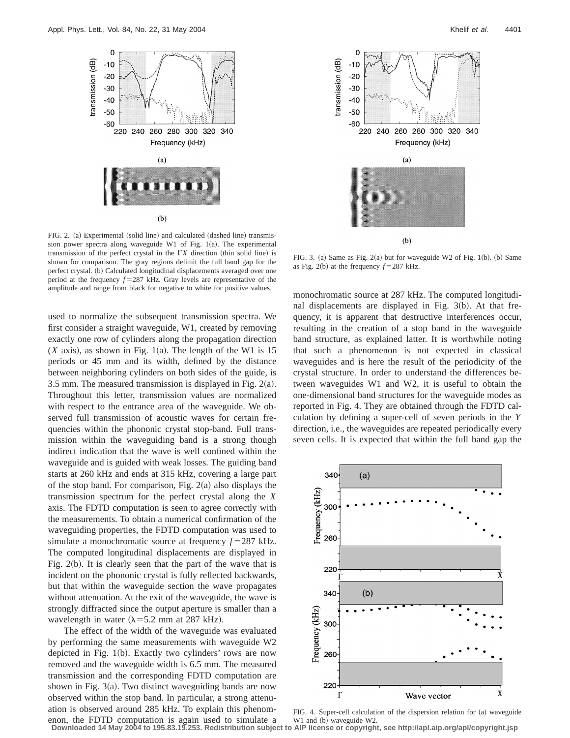FIG. 2. (a) Experimental (solid line) and calculated (dashed line) transmission power spectra along waveguide W1 of Fig. 1(a). The experimental transmission of the perfect crystal in the Γ*X* direction (thin solid line) is shown for comparison. The gray regions delimit the full band gap for the perfect crystal. (b) Calculated longitudinal displacements averaged over one period at the frequency $f=287$ kHz. Gray levels are representative of the amplitude and range from black for negative to white for positive values.

FIG. 3. (a) Same as Fig. 2(a) but for waveguide W2 of Fig. 1(b). (b) Same as Fig. 2(b) at the frequency $f=287$ kHz.

used to normalize the subsequent transmission spectra. We first consider a straight waveguide, W1, created by removing exactly one row of cylinders along the propagation direction (*X* axis), as shown in Fig. 1(a). The length of the W1 is 15 periods or 45 mm and its width, defined by the distance between neighboring cylinders on both sides of the guide, is 3.5 mm. The measured transmission is displayed in Fig. 2(a). Throughout this letter, transmission values are normalized with respect to the entrance area of the waveguide. We observed full transmission of acoustic waves for certain frequencies within the phononic crystal stop-band. Full transmission within the waveguiding band is a strong though indirect indication that the wave is well confined within the waveguide and is guided with weak losses. The guiding band starts at 260 kHz and ends at 315 kHz, covering a large part of the stop band. For comparison, Fig. 2(a) also displays the transmission spectrum for the perfect crystal along the *X* axis. The FDTD computation is seen to agree correctly with the measurements. To obtain a numerical confirmation of the waveguiding properties, the FDTD computation was used to simulate a monochromatic source at frequency $f=287$ kHz. The computed longitudinal displacements are displayed in Fig. 2(b). It is clearly seen that the part of the wave that is incident on the phononic crystal is fully reflected backwards, but that within the waveguide section the wave propagates without attenuation. At the exit of the waveguide, the wave is strongly diffracted since the output aperture is smaller than a wavelength in water ($\lambda=5.2$ mm at 287 kHz).

The effect of the width of the waveguide was evaluated by performing the same measurements with waveguide W2 depicted in Fig. 1(b). Exactly two cylinders' rows are now removed and the waveguide width is 6.5 mm. The measured transmission and the corresponding FDTD computation are shown in Fig. 3(a). Two distinct waveguiding bands are now observed within the stop band. In particular, a strong attenuation is observed around 285 kHz. To explain this phenomenon, the FDTD computation is again used to simulate a monochromatic source at 287 kHz. The computed longitudinal displacements are displayed in Fig. 3(b). At that frequency, it is apparent that destructive interferences occur, resulting in the creation of a stop band in the waveguide band structure, as explained latter. It is worthwhile noting that such a phenomenon is not expected in classical waveguides and is here the result of the periodicity of the crystal structure. In order to understand the differences between waveguides W1 and W2, it is useful to obtain the one-dimensional band structures for the waveguide modes as reported in Fig. 4. They are obtained through the FDTD calculation by defining a super-cell of seven periods in the *Y* direction, i.e., the waveguides are repeated periodically every seven cells. It is expected that within the full band gap the

FIG. 4. Super-cell calculation of the dispersion relation for (a) waveguide W1 and (b) waveguide W2.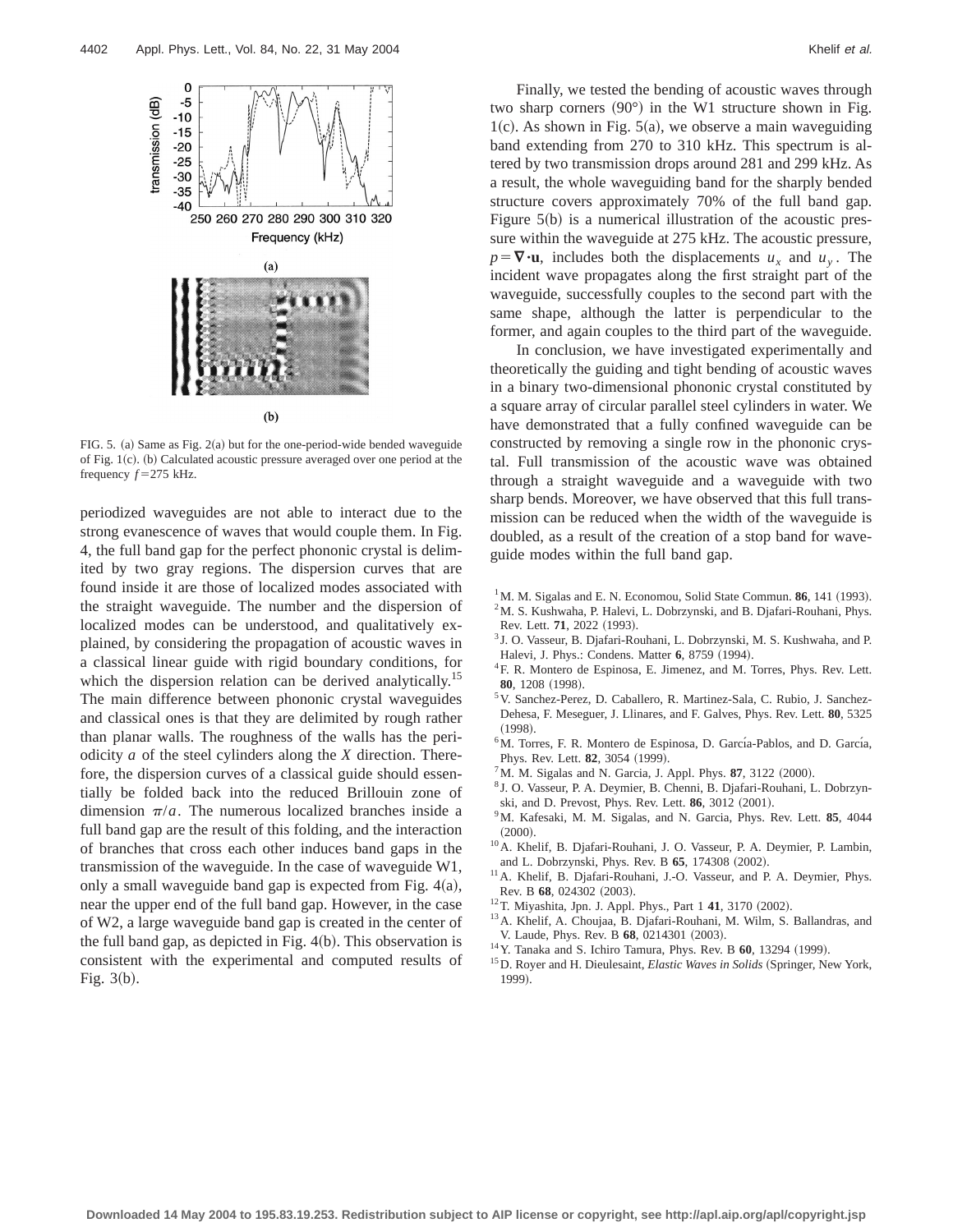transmission (dB)
0
-5
-10
-15
-20
-25
-30
-35
-40
250 260 270 280 290 300 310 320
Frequency (kHz)

(a)

(b)

FIG. 5. (a) Same as Fig. 2(a) but for the one-period-wide bended waveguide of Fig. 1(c). (b) Calculated acoustic pressure averaged over one period at the frequency $f = 275$ kHz.

periodized waveguides are not able to interact due to the strong evanescence of waves that would couple them. In Fig. 4, the full band gap for the perfect phononic crystal is delimited by two gray regions. The dispersion curves that are found inside it are those of localized modes associated with the straight waveguide. The number and the dispersion of localized modes can be understood, and qualitatively explained, by considering the propagation of acoustic waves in a classical linear guide with rigid boundary conditions, for which the dispersion relation can be derived analytically.[15] The main difference between phononic crystal waveguides and classical ones is that they are delimited by rough rather than planar walls. The roughness of the walls has the periodicity $a$ of the steel cylinders along the $X$ direction. Therefore, the dispersion curves of a classical guide should essentially be folded back into the reduced Brillouin zone of dimension $\pi/a$. The numerous localized branches inside a full band gap are the result of this folding, and the interaction of branches that cross each other induces band gaps in the transmission of the waveguide. In the case of waveguide W1, only a small waveguide band gap is expected from Fig. 4(a), near the upper end of the full band gap. However, in the case of W2, a large waveguide band gap is created in the center of the full band gap, as depicted in Fig. 4(b). This observation is consistent with the experimental and computed results of Fig. 3(b).

Finally, we tested the bending of acoustic waves through two sharp corners (90°) in the W1 structure shown in Fig. 1(c). As shown in Fig. 5(a), we observe a main waveguiding band extending from 270 to 310 kHz. This spectrum is altered by two transmission drops around 281 and 299 kHz. As a result, the whole waveguiding band for the sharply bended structure covers approximately 70% of the full band gap. Figure 5(b) is a numerical illustration of the acoustic pressure within the waveguide at 275 kHz. The acoustic pressure, $p = \nabla \cdot \mathbf{u}$, includes both the displacements $u_x$ and $u_y$. The incident wave propagates along the first straight part of the waveguide, successfully couples to the second part with the same shape, although the latter is perpendicular to the former, and again couples to the third part of the waveguide.

In conclusion, we have investigated experimentally and theoretically the guiding and tight bending of acoustic waves in a binary two-dimensional phononic crystal constituted by a square array of circular parallel steel cylinders in water. We have demonstrated that a fully confined waveguide can be constructed by removing a single row in the phononic crystal. Full transmission of the acoustic wave was obtained through a straight waveguide and a waveguide with two sharp bends. Moreover, we have observed that this full transmission can be reduced when the width of the waveguide is doubled, as a result of the creation of a stop band for waveguide modes within the full band gap.

[1] M. M. Sigalas and E. N. Economou, Solid State Commun. **86**, 141 (1993).
[2] M. S. Kushwaha, P. Halevi, L. Dobrzynski, and B. Djafari-Rouhani, Phys. Rev. Lett. **71**, 2022 (1993).
[3] J. O. Vasseur, B. Djafari-Rouhani, L. Dobrzynski, M. S. Kushwaha, and P. Halevi, J. Phys.: Condens. Matter **6**, 8759 (1994).
[4] F. R. Montero de Espinosa, E. Jimenez, and M. Torres, Phys. Rev. Lett. **80**, 1208 (1998).
[5] V. Sanchez-Perez, D. Caballero, R. Martinez-Sala, C. Rubio, J. Sanchez-Dehesa, F. Meseguer, J. Llinares, and F. Galves, Phys. Rev. Lett. **80**, 5325 (1998).
[6] M. Torres, F. R. Montero de Espinosa, D. García-Pablos, and D. García, Phys. Rev. Lett. **82**, 3054 (1999).
[7] M. M. Sigalas and N. Garcia, J. Appl. Phys. **87**, 3122 (2000).
[8] J. O. Vasseur, P. A. Deymier, B. Chenni, B. Djafari-Rouhani, L. Dobrzynski, and D. Prevost, Phys. Rev. Lett. **86**, 3012 (2001).
[9] M. Kafesaki, M. M. Sigalas, and N. Garcia, Phys. Rev. Lett. **85**, 4044 (2000).
[10] A. Khelif, B. Djafari-Rouhani, J. O. Vasseur, P. A. Deymier, P. Lambin, and L. Dobrzynski, Phys. Rev. B **65**, 174308 (2002).
[11] A. Khelif, B. Djafari-Rouhani, J.-O. Vasseur, and P. A. Deymier, Phys. Rev. B **68**, 024302 (2003).
[12] T. Miyashita, Jpn. J. Appl. Phys., Part 1 **41**, 3170 (2002).
[13] A. Khelif, A. Choujaa, B. Djafari-Rouhani, M. Wilm, S. Ballandras, and V. Laude, Phys. Rev. B **68**, 0214301 (2003).
[14] Y. Tanaka and S. Ichiro Tamura, Phys. Rev. B **60**, 13294 (1999).
[15] D. Royer and H. Dieulesaint, *Elastic Waves in Solids* (Springer, New York, 1999).